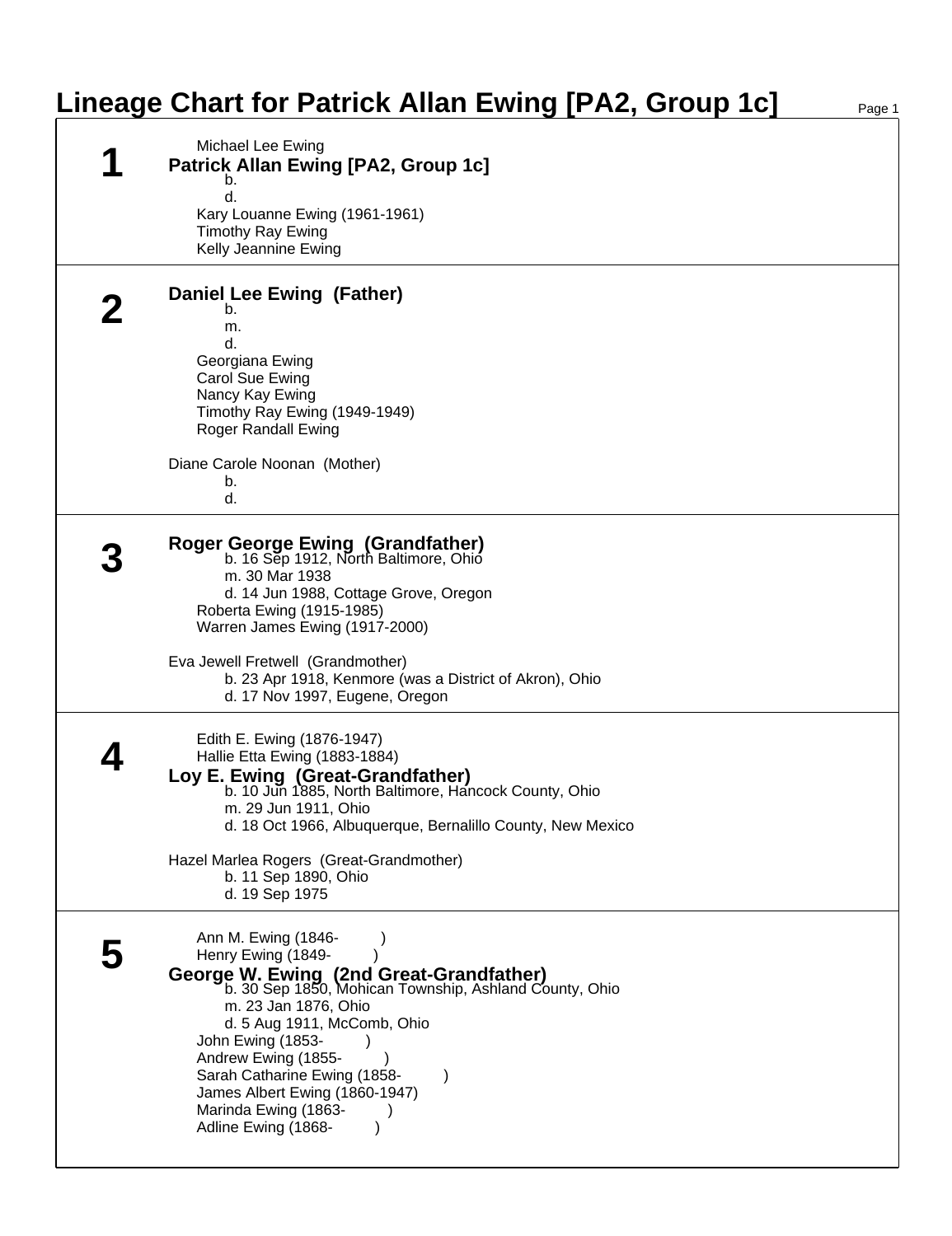# Lineage Chart for Patrick Allan Ewing [PA2, Group 1c]

## 1

Michael Lee Ewing

**Patrick Allan Ewing [PA2, Group 1c]**

b.

d.

Kary Louanne Ewing (1961-1961)

Timothy Ray Ewing

Kelly Jeannine Ewing

## 2

**Daniel Lee Ewing (Father)**

b.

m.

d.

Georgiana Ewing

Carol Sue Ewing

Nancy Kay Ewing

Timothy Ray Ewing (1949-1949)

Roger Randall Ewing

Diane Carole Noonan (Mother)

b.

d.

## 3

**Roger George Ewing (Grandfather)**

b. 16 Sep 1912, North Baltimore, Ohio

m. 30 Mar 1938

d. 14 Jun 1988, Cottage Grove, Oregon

Roberta Ewing (1915-1985)

Warren James Ewing (1917-2000)

Eva Jewell Fretwell (Grandmother)

b. 23 Apr 1918, Kenmore (was a District of Akron), Ohio

d. 17 Nov 1997, Eugene, Oregon

## 4

Edith E. Ewing (1876-1947)

Hallie Etta Ewing (1883-1884)

**Loy E. Ewing (Great-Grandfather)**

b. 10 Jun 1885, North Baltimore, Hancock County, Ohio

m. 29 Jun 1911, Ohio

d. 18 Oct 1966, Albuquerque, Bernalillo County, New Mexico

Hazel Marlea Rogers (Great-Grandmother)

b. 11 Sep 1890, Ohio

d. 19 Sep 1975

## 5

Ann M. Ewing (1846- )

Henry Ewing (1849- )

**George W. Ewing (2nd Great-Grandfather)**

b. 30 Sep 1850, Mohican Township, Ashland County, Ohio

m. 23 Jan 1876, Ohio

d. 5 Aug 1911, McComb, Ohio

John Ewing (1853- )

Andrew Ewing (1855- )

Sarah Catharine Ewing (1858- )

James Albert Ewing (1860-1947)

Marinda Ewing (1863- )

Adline Ewing (1868- )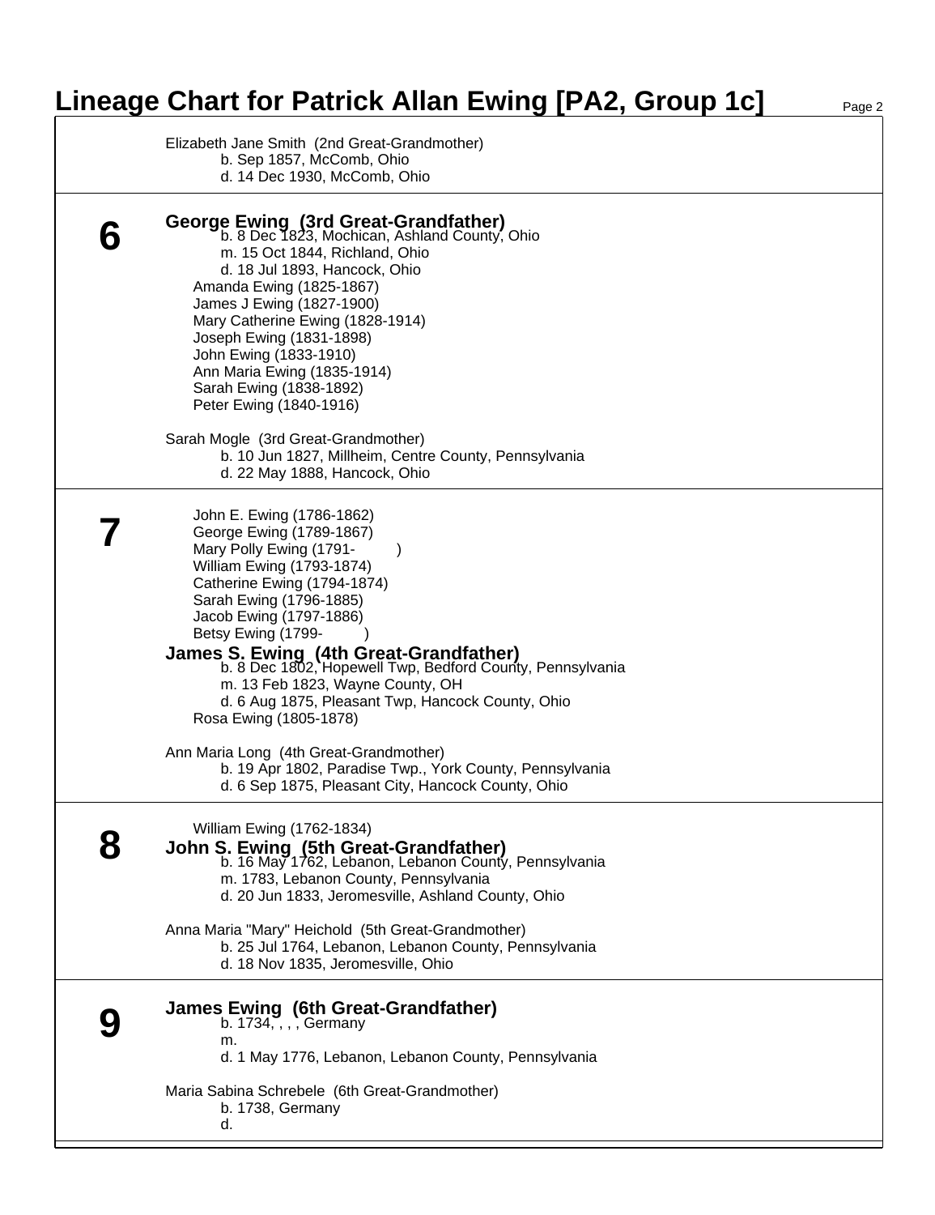# Lineage Chart for Patrick Allan Ewing [PA2, Group 1c]

Elizabeth Jane Smith (2nd Great-Grandmother)
b. Sep 1857, McComb, Ohio
d. 14 Dec 1930, McComb, Ohio

---

## 6

**George Ewing (3rd Great-Grandfather)**
b. 8 Dec 1823, Mochican, Ashland County, Ohio
m. 15 Oct 1844, Richland, Ohio
d. 18 Jul 1893, Hancock, Ohio

- Amanda Ewing (1825-1867)
- James J Ewing (1827-1900)
- Mary Catherine Ewing (1828-1914)
- Joseph Ewing (1831-1898)
- John Ewing (1833-1910)
- Ann Maria Ewing (1835-1914)
- Sarah Ewing (1838-1892)
- Peter Ewing (1840-1916)

Sarah Mogle (3rd Great-Grandmother)
b. 10 Jun 1827, Millheim, Centre County, Pennsylvania
d. 22 May 1888, Hancock, Ohio

---

## 7

- John E. Ewing (1786-1862)
- George Ewing (1789-1867)
- Mary Polly Ewing (1791- )
- William Ewing (1793-1874)
- Catherine Ewing (1794-1874)
- Sarah Ewing (1796-1885)
- Jacob Ewing (1797-1886)
- Betsy Ewing (1799- )

**James S. Ewing (4th Great-Grandfather)**
b. 8 Dec 1802, Hopewell Twp, Bedford County, Pennsylvania
m. 13 Feb 1823, Wayne County, OH
d. 6 Aug 1875, Pleasant Twp, Hancock County, Ohio

- Rosa Ewing (1805-1878)

Ann Maria Long (4th Great-Grandmother)
b. 19 Apr 1802, Paradise Twp., York County, Pennsylvania
d. 6 Sep 1875, Pleasant City, Hancock County, Ohio

---

## 8

- William Ewing (1762-1834)

**John S. Ewing (5th Great-Grandfather)**
b. 16 May 1762, Lebanon, Lebanon County, Pennsylvania
m. 1783, Lebanon County, Pennsylvania
d. 20 Jun 1833, Jeromesville, Ashland County, Ohio

Anna Maria "Mary" Heichold (5th Great-Grandmother)
b. 25 Jul 1764, Lebanon, Lebanon County, Pennsylvania
d. 18 Nov 1835, Jeromesville, Ohio

---

## 9

**James Ewing (6th Great-Grandfather)**
b. 1734, , , , Germany
m.
d. 1 May 1776, Lebanon, Lebanon County, Pennsylvania

Maria Sabina Schrebele (6th Great-Grandmother)
b. 1738, Germany
d.